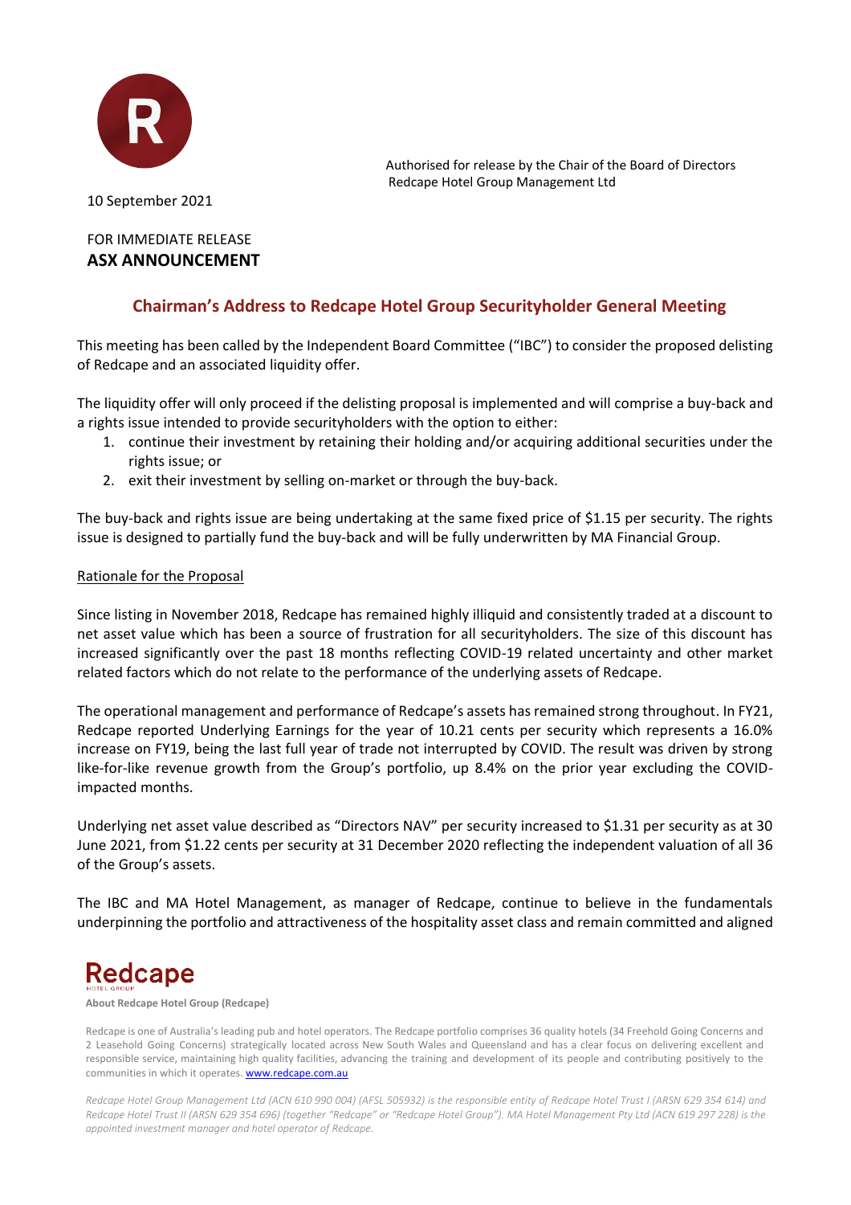Authorised for release by the Chair of the Board of Directors
Redcape Hotel Group Management Ltd

10 September 2021

FOR IMMEDIATE RELEASE
**ASX ANNOUNCEMENT**

## Chairman's Address to Redcape Hotel Group Securityholder General Meeting

This meeting has been called by the Independent Board Committee ("IBC") to consider the proposed delisting of Redcape and an associated liquidity offer.

The liquidity offer will only proceed if the delisting proposal is implemented and will comprise a buy-back and a rights issue intended to provide securityholders with the option to either:

1. continue their investment by retaining their holding and/or acquiring additional securities under the rights issue; or
2. exit their investment by selling on-market or through the buy-back.

The buy-back and rights issue are being undertaking at the same fixed price of $1.15 per security. The rights issue is designed to partially fund the buy-back and will be fully underwritten by MA Financial Group.

<u>Rationale for the Proposal</u>

Since listing in November 2018, Redcape has remained highly illiquid and consistently traded at a discount to net asset value which has been a source of frustration for all securityholders. The size of this discount has increased significantly over the past 18 months reflecting COVID-19 related uncertainty and other market related factors which do not relate to the performance of the underlying assets of Redcape.

The operational management and performance of Redcape's assets has remained strong throughout. In FY21, Redcape reported Underlying Earnings for the year of 10.21 cents per security which represents a 16.0% increase on FY19, being the last full year of trade not interrupted by COVID. The result was driven by strong like-for-like revenue growth from the Group's portfolio, up 8.4% on the prior year excluding the COVID-impacted months.

Underlying net asset value described as "Directors NAV" per security increased to $1.31 per security as at 30 June 2021, from $1.22 cents per security at 31 December 2020 reflecting the independent valuation of all 36 of the Group's assets.

The IBC and MA Hotel Management, as manager of Redcape, continue to believe in the fundamentals underpinning the portfolio and attractiveness of the hospitality asset class and remain committed and aligned

**About Redcape Hotel Group (Redcape)**

Redcape is one of Australia's leading pub and hotel operators. The Redcape portfolio comprises 36 quality hotels (34 Freehold Going Concerns and 2 Leasehold Going Concerns) strategically located across New South Wales and Queensland and has a clear focus on delivering excellent and responsible service, maintaining high quality facilities, advancing the training and development of its people and contributing positively to the communities in which it operates. www.redcape.com.au

*Redcape Hotel Group Management Ltd (ACN 610 990 004) (AFSL 505932) is the responsible entity of Redcape Hotel Trust I (ARSN 629 354 614) and Redcape Hotel Trust II (ARSN 629 354 696) (together "Redcape" or "Redcape Hotel Group"). MA Hotel Management Pty Ltd (ACN 619 297 228) is the appointed investment manager and hotel operator of Redcape.*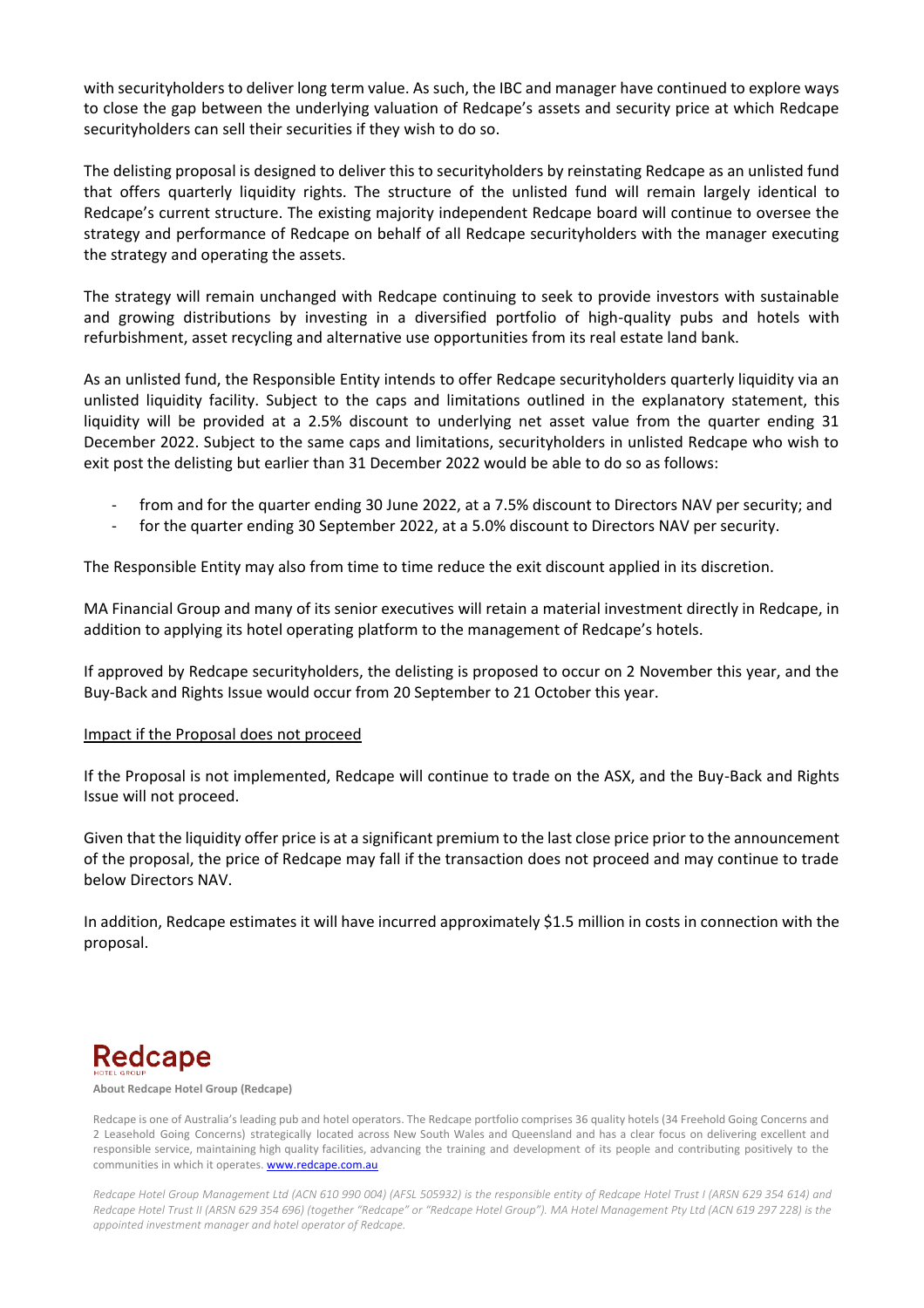with securityholders to deliver long term value. As such, the IBC and manager have continued to explore ways to close the gap between the underlying valuation of Redcape's assets and security price at which Redcape securityholders can sell their securities if they wish to do so.

The delisting proposal is designed to deliver this to securityholders by reinstating Redcape as an unlisted fund that offers quarterly liquidity rights. The structure of the unlisted fund will remain largely identical to Redcape's current structure. The existing majority independent Redcape board will continue to oversee the strategy and performance of Redcape on behalf of all Redcape securityholders with the manager executing the strategy and operating the assets.

The strategy will remain unchanged with Redcape continuing to seek to provide investors with sustainable and growing distributions by investing in a diversified portfolio of high-quality pubs and hotels with refurbishment, asset recycling and alternative use opportunities from its real estate land bank.

As an unlisted fund, the Responsible Entity intends to offer Redcape securityholders quarterly liquidity via an unlisted liquidity facility. Subject to the caps and limitations outlined in the explanatory statement, this liquidity will be provided at a 2.5% discount to underlying net asset value from the quarter ending 31 December 2022. Subject to the same caps and limitations, securityholders in unlisted Redcape who wish to exit post the delisting but earlier than 31 December 2022 would be able to do so as follows:

- from and for the quarter ending 30 June 2022, at a 7.5% discount to Directors NAV per security; and
- for the quarter ending 30 September 2022, at a 5.0% discount to Directors NAV per security.

The Responsible Entity may also from time to time reduce the exit discount applied in its discretion.

MA Financial Group and many of its senior executives will retain a material investment directly in Redcape, in addition to applying its hotel operating platform to the management of Redcape's hotels.

If approved by Redcape securityholders, the delisting is proposed to occur on 2 November this year, and the Buy-Back and Rights Issue would occur from 20 September to 21 October this year.

<u>Impact if the Proposal does not proceed</u>

If the Proposal is not implemented, Redcape will continue to trade on the ASX, and the Buy-Back and Rights Issue will not proceed.

Given that the liquidity offer price is at a significant premium to the last close price prior to the announcement of the proposal, the price of Redcape may fall if the transaction does not proceed and may continue to trade below Directors NAV.

In addition, Redcape estimates it will have incurred approximately $1.5 million in costs in connection with the proposal.

**Redcape** HOTEL GROUP

**About Redcape Hotel Group (Redcape)**

Redcape is one of Australia's leading pub and hotel operators. The Redcape portfolio comprises 36 quality hotels (34 Freehold Going Concerns and 2 Leasehold Going Concerns) strategically located across New South Wales and Queensland and has a clear focus on delivering excellent and responsible service, maintaining high quality facilities, advancing the training and development of its people and contributing positively to the communities in which it operates. [www.redcape.com.au](www.redcape.com.au)

*Redcape Hotel Group Management Ltd (ACN 610 990 004) (AFSL 505932) is the responsible entity of Redcape Hotel Trust I (ARSN 629 354 614) and Redcape Hotel Trust II (ARSN 629 354 696) (together "Redcape" or "Redcape Hotel Group"). MA Hotel Management Pty Ltd (ACN 619 297 228) is the appointed investment manager and hotel operator of Redcape.*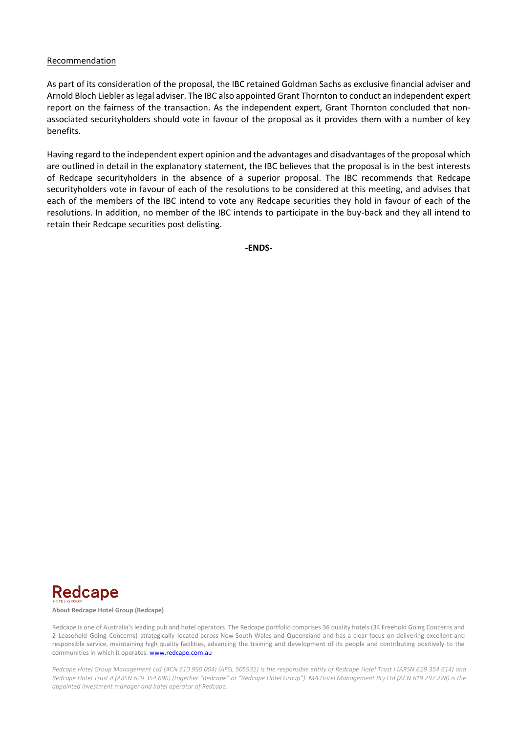Recommendation

As part of its consideration of the proposal, the IBC retained Goldman Sachs as exclusive financial adviser and Arnold Bloch Liebler as legal adviser. The IBC also appointed Grant Thornton to conduct an independent expert report on the fairness of the transaction. As the independent expert, Grant Thornton concluded that non-associated securityholders should vote in favour of the proposal as it provides them with a number of key benefits.

Having regard to the independent expert opinion and the advantages and disadvantages of the proposal which are outlined in detail in the explanatory statement, the IBC believes that the proposal is in the best interests of Redcape securityholders in the absence of a superior proposal. The IBC recommends that Redcape securityholders vote in favour of each of the resolutions to be considered at this meeting, and advises that each of the members of the IBC intend to vote any Redcape securities they hold in favour of each of the resolutions. In addition, no member of the IBC intends to participate in the buy-back and they all intend to retain their Redcape securities post delisting.

**-ENDS-**

Redcape
HOTEL GROUP

**About Redcape Hotel Group (Redcape)**

Redcape is one of Australia's leading pub and hotel operators. The Redcape portfolio comprises 36 quality hotels (34 Freehold Going Concerns and 2 Leasehold Going Concerns) strategically located across New South Wales and Queensland and has a clear focus on delivering excellent and responsible service, maintaining high quality facilities, advancing the training and development of its people and contributing positively to the communities in which it operates. www.redcape.com.au

*Redcape Hotel Group Management Ltd (ACN 610 990 004) (AFSL 505932) is the responsible entity of Redcape Hotel Trust I (ARSN 629 354 614) and Redcape Hotel Trust II (ARSN 629 354 696) (together "Redcape" or "Redcape Hotel Group"). MA Hotel Management Pty Ltd (ACN 619 297 228) is the appointed investment manager and hotel operator of Redcape.*